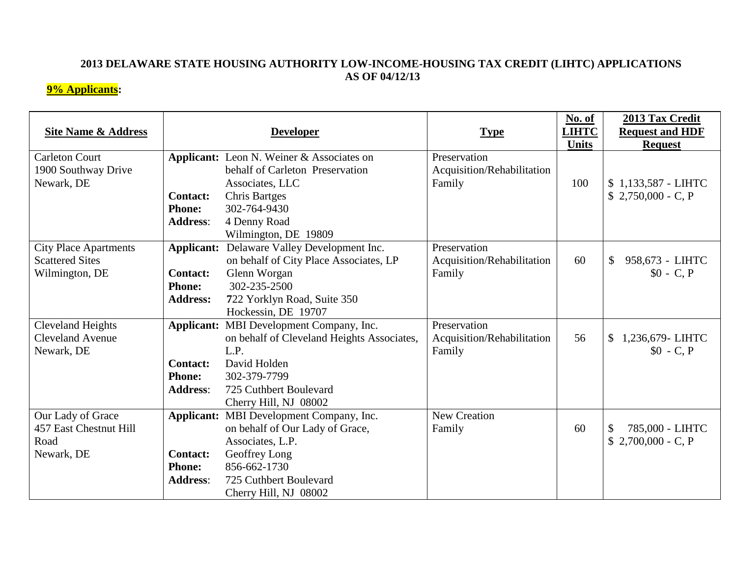## 2013 DELAWARE STATE HOUSING AUTHORITY LOW-INCOME-HOUSING TAX CREDIT (LIHTC) APPLICATIONS AS OF 04/12/13

**9% Applicants:**

| Site Name & Address | Developer | Type | No. of LIHTC Units | 2013 Tax Credit Request and HDF Request |
|---|---|---|---|---|
| Carleton Court<br>1900 Southway Drive<br>Newark, DE | **Applicant:** Leon N. Weiner & Associates on behalf of Carleton Preservation Associates, LLC<br>**Contact:** Chris Bartges<br>**Phone:** 302-764-9430<br>**Address:** 4 Denny Road<br>Wilmington, DE 19809 | Preservation<br>Acquisition/Rehabilitation<br>Family | 100 | $ 1,133,587 - LIHTC<br>$ 2,750,000 - C, P |
| City Place Apartments<br>Scattered Sites<br>Wilmington, DE | **Applicant:** Delaware Valley Development Inc. on behalf of City Place Associates, LP<br>**Contact:** Glenn Worgan<br>**Phone:** 302-235-2500<br>**Address:** 722 Yorklyn Road, Suite 350<br>Hockessin, DE 19707 | Preservation<br>Acquisition/Rehabilitation<br>Family | 60 | $ 958,673 - LIHTC<br>$0 - C, P |
| Cleveland Heights<br>Cleveland Avenue<br>Newark, DE | **Applicant:** MBI Development Company, Inc. on behalf of Cleveland Heights Associates, L.P.<br>**Contact:** David Holden<br>**Phone:** 302-379-7799<br>**Address:** 725 Cuthbert Boulevard<br>Cherry Hill, NJ 08002 | Preservation<br>Acquisition/Rehabilitation<br>Family | 56 | $ 1,236,679- LIHTC<br>$0 - C, P |
| Our Lady of Grace<br>457 East Chestnut Hill Road<br>Newark, DE | **Applicant:** MBI Development Company, Inc. on behalf of Our Lady of Grace, Associates, L.P.<br>**Contact:** Geoffrey Long<br>**Phone:** 856-662-1730<br>**Address:** 725 Cuthbert Boulevard<br>Cherry Hill, NJ 08002 | New Creation<br>Family | 60 | $ 785,000 - LIHTC<br>$ 2,700,000 - C, P |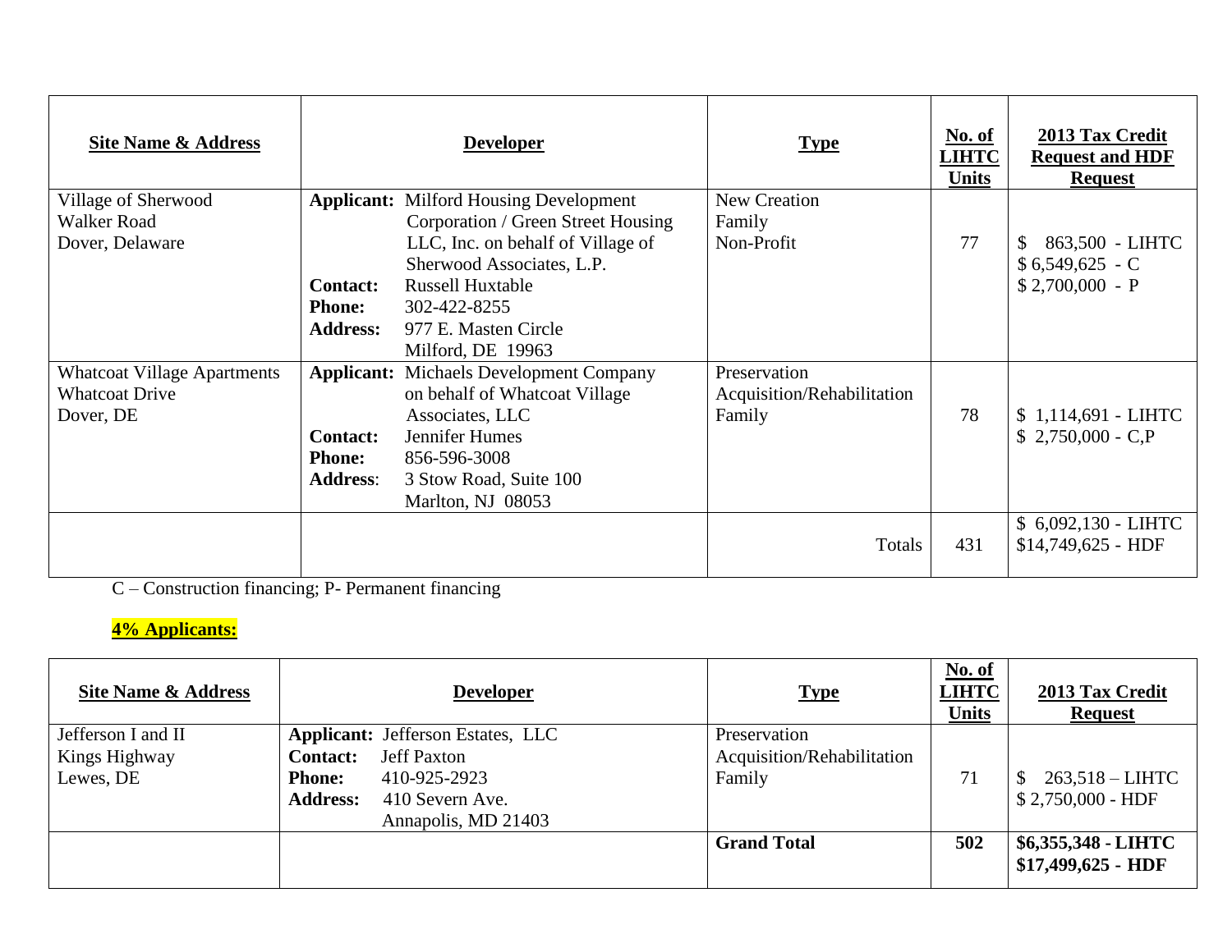| Site Name & Address | Developer | Type | No. of LIHTC Units | 2013 Tax Credit Request and HDF Request |
|---|---|---|---|---|
| Village of Sherwood<br>Walker Road<br>Dover, Delaware | **Applicant:** Milford Housing Development Corporation / Green Street Housing LLC, Inc. on behalf of Village of Sherwood Associates, L.P.<br>**Contact:** Russell Huxtable<br>**Phone:** 302-422-8255<br>**Address:** 977 E. Masten Circle<br>Milford, DE 19963 | New Creation<br>Family<br>Non-Profit | 77 | $ 863,500 - LIHTC<br>$ 6,549,625 - C<br>$ 2,700,000 - P |
| Whatcoat Village Apartments<br>Whatcoat Drive<br>Dover, DE | **Applicant:** Michaels Development Company on behalf of Whatcoat Village Associates, LLC<br>**Contact:** Jennifer Humes<br>**Phone:** 856-596-3008<br>**Address:** 3 Stow Road, Suite 100<br>Marlton, NJ 08053 | Preservation<br>Acquisition/Rehabilitation<br>Family | 78 | $ 1,114,691 - LIHTC<br>$ 2,750,000 - C,P |
| | | Totals | 431 | $ 6,092,130 - LIHTC<br>$14,749,625 - HDF |

C – Construction financing; P- Permanent financing

**4% Applicants:**

| Site Name & Address | Developer | Type | No. of LIHTC Units | 2013 Tax Credit Request |
|---|---|---|---|---|
| Jefferson I and II<br>Kings Highway<br>Lewes, DE | **Applicant:** Jefferson Estates, LLC<br>**Contact:** Jeff Paxton<br>**Phone:** 410-925-2923<br>**Address:** 410 Severn Ave.<br>Annapolis, MD 21403 | Preservation<br>Acquisition/Rehabilitation<br>Family | 71 | $ 263,518 – LIHTC<br>$ 2,750,000 - HDF |
| | | **Grand Total** | **502** | **$6,355,348 - LIHTC**<br>**$17,499,625 - HDF** |